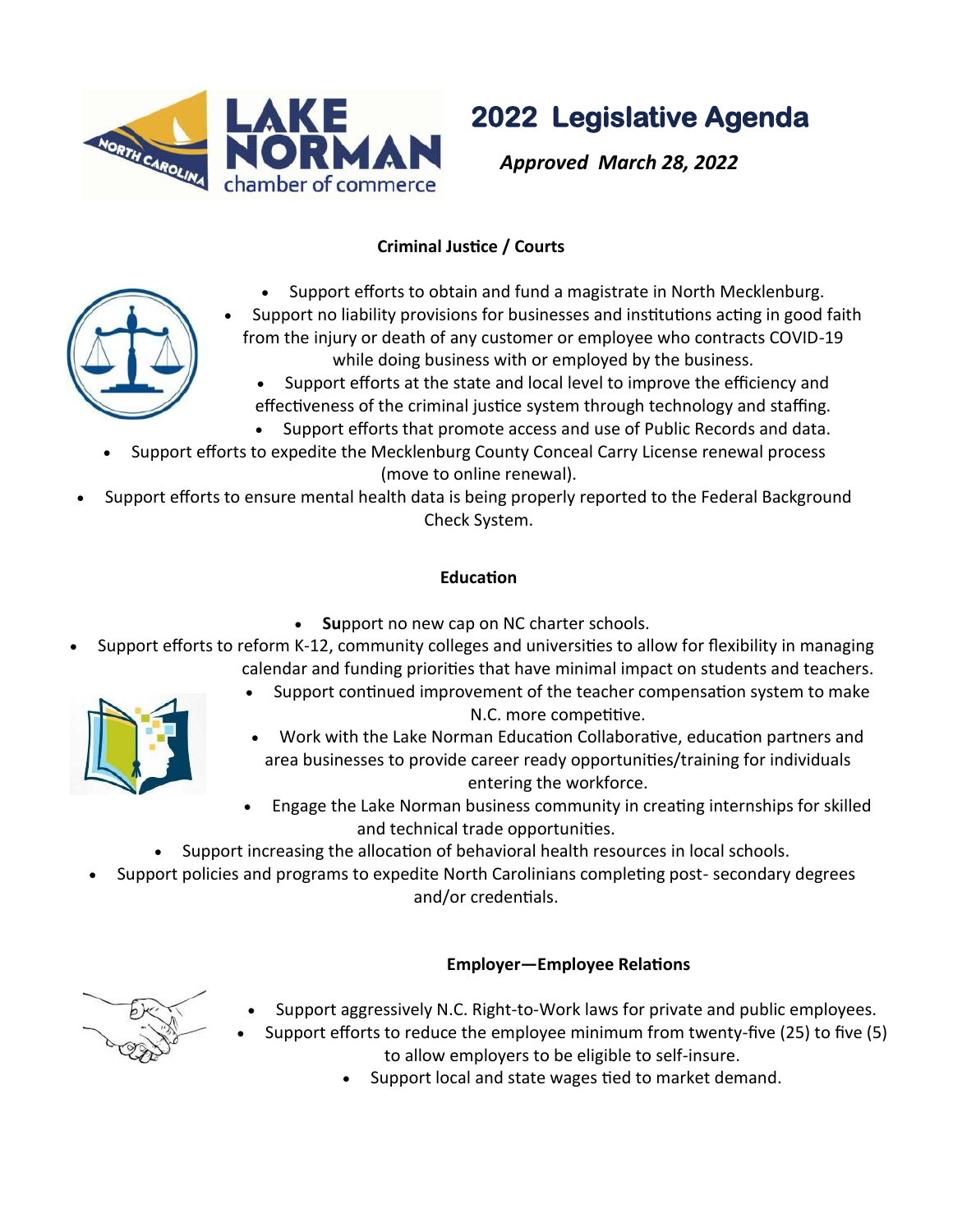# 2022 Legislative Agenda

*Approved March 28, 2022*

## Criminal Justice / Courts

- Support efforts to obtain and fund a magistrate in North Mecklenburg.
- Support no liability provisions for businesses and institutions acting in good faith from the injury or death of any customer or employee who contracts COVID-19 while doing business with or employed by the business.
- Support efforts at the state and local level to improve the efficiency and effectiveness of the criminal justice system through technology and staffing.
- Support efforts that promote access and use of Public Records and data.
- Support efforts to expedite the Mecklenburg County Conceal Carry License renewal process (move to online renewal).
- Support efforts to ensure mental health data is being properly reported to the Federal Background Check System.

## Education

- **Su**pport no new cap on NC charter schools.
- Support efforts to reform K-12, community colleges and universities to allow for flexibility in managing calendar and funding priorities that have minimal impact on students and teachers.
- Support continued improvement of the teacher compensation system to make N.C. more competitive.
- Work with the Lake Norman Education Collaborative, education partners and area businesses to provide career ready opportunities/training for individuals entering the workforce.
- Engage the Lake Norman business community in creating internships for skilled and technical trade opportunities.
- Support increasing the allocation of behavioral health resources in local schools.
- Support policies and programs to expedite North Carolinians completing post- secondary degrees and/or credentials.

## Employer—Employee Relations

- Support aggressively N.C. Right-to-Work laws for private and public employees.
- Support efforts to reduce the employee minimum from twenty-five (25) to five (5) to allow employers to be eligible to self-insure.
- Support local and state wages tied to market demand.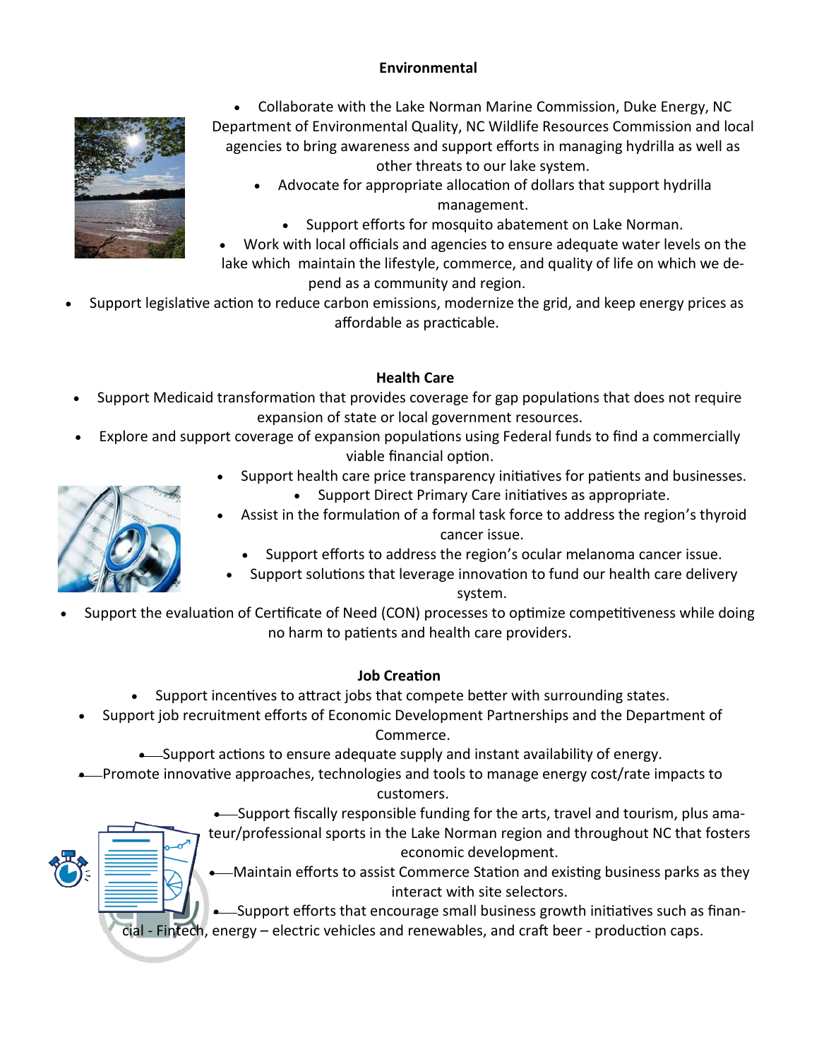## Environmental

- Collaborate with the Lake Norman Marine Commission, Duke Energy, NC Department of Environmental Quality, NC Wildlife Resources Commission and local agencies to bring awareness and support efforts in managing hydrilla as well as other threats to our lake system.
- Advocate for appropriate allocation of dollars that support hydrilla management.
- Support efforts for mosquito abatement on Lake Norman.
- Work with local officials and agencies to ensure adequate water levels on the lake which maintain the lifestyle, commerce, and quality of life on which we depend as a community and region.
- Support legislative action to reduce carbon emissions, modernize the grid, and keep energy prices as affordable as practicable.

## Health Care

- Support Medicaid transformation that provides coverage for gap populations that does not require expansion of state or local government resources.
- Explore and support coverage of expansion populations using Federal funds to find a commercially viable financial option.
- Support health care price transparency initiatives for patients and businesses.
- Support Direct Primary Care initiatives as appropriate.
- Assist in the formulation of a formal task force to address the region's thyroid cancer issue.
- Support efforts to address the region's ocular melanoma cancer issue.
- Support solutions that leverage innovation to fund our health care delivery system.
- Support the evaluation of Certificate of Need (CON) processes to optimize competitiveness while doing no harm to patients and health care providers.

## Job Creation

- Support incentives to attract jobs that compete better with surrounding states.
- Support job recruitment efforts of Economic Development Partnerships and the Department of Commerce.
- Support actions to ensure adequate supply and instant availability of energy.
- Promote innovative approaches, technologies and tools to manage energy cost/rate impacts to customers.
- Support fiscally responsible funding for the arts, travel and tourism, plus amateur/professional sports in the Lake Norman region and throughout NC that fosters economic development.
- Maintain efforts to assist Commerce Station and existing business parks as they interact with site selectors.
- Support efforts that encourage small business growth initiatives such as financial - Fintech, energy – electric vehicles and renewables, and craft beer - production caps.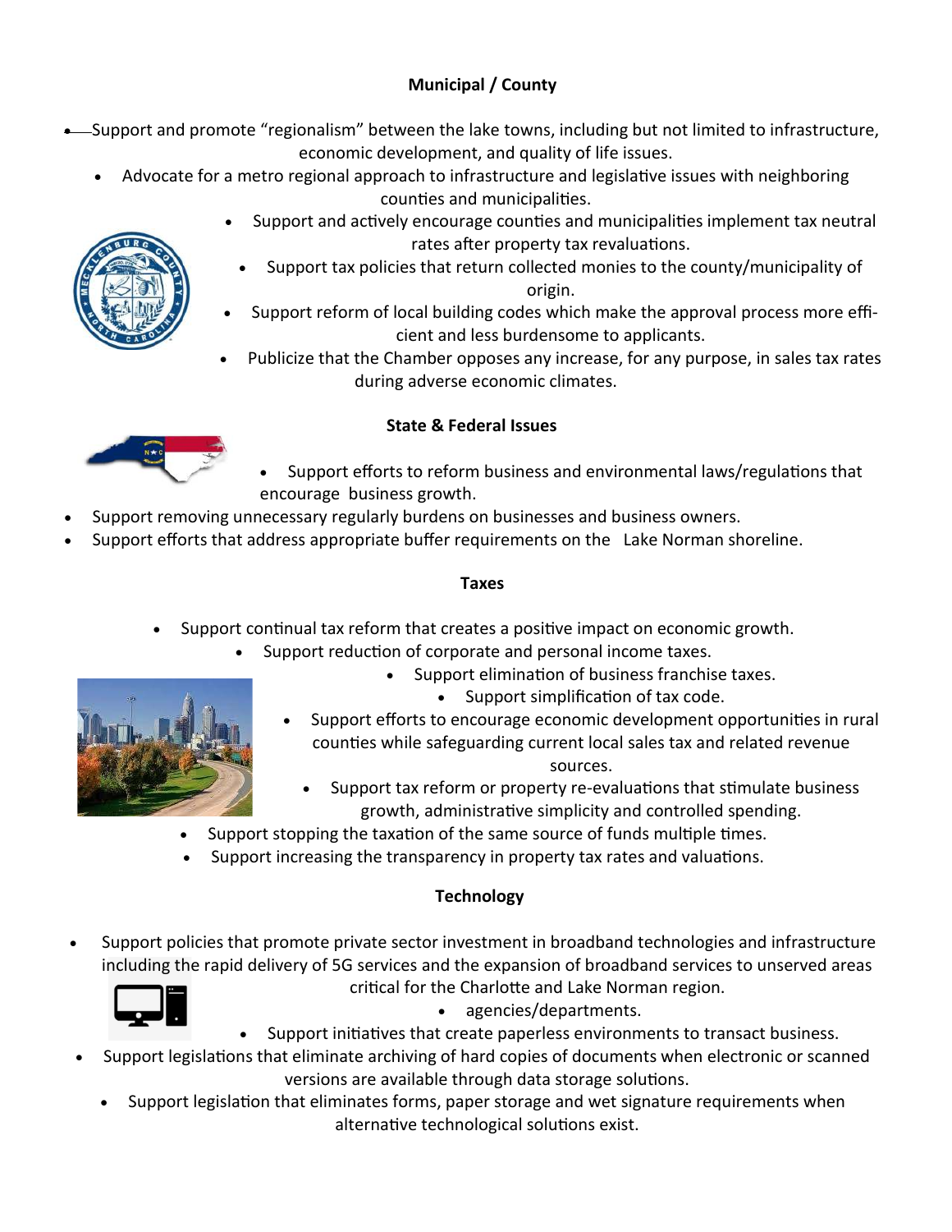## Municipal / County

- Support and promote "regionalism" between the lake towns, including but not limited to infrastructure, economic development, and quality of life issues.
- Advocate for a metro regional approach to infrastructure and legislative issues with neighboring counties and municipalities.
- Support and actively encourage counties and municipalities implement tax neutral rates after property tax revaluations.
- Support tax policies that return collected monies to the county/municipality of origin.
- Support reform of local building codes which make the approval process more efficient and less burdensome to applicants.
- Publicize that the Chamber opposes any increase, for any purpose, in sales tax rates during adverse economic climates.

## State & Federal Issues

- Support efforts to reform business and environmental laws/regulations that encourage business growth.
- Support removing unnecessary regularly burdens on businesses and business owners.
- Support efforts that address appropriate buffer requirements on the Lake Norman shoreline.

## Taxes

- Support continual tax reform that creates a positive impact on economic growth.
- Support reduction of corporate and personal income taxes.
- Support elimination of business franchise taxes.
- Support simplification of tax code.
- Support efforts to encourage economic development opportunities in rural counties while safeguarding current local sales tax and related revenue sources.
- Support tax reform or property re-evaluations that stimulate business growth, administrative simplicity and controlled spending.
- Support stopping the taxation of the same source of funds multiple times.
- Support increasing the transparency in property tax rates and valuations.

## Technology

- Support policies that promote private sector investment in broadband technologies and infrastructure including the rapid delivery of 5G services and the expansion of broadband services to unserved areas critical for the Charlotte and Lake Norman region.
- agencies/departments.
- Support initiatives that create paperless environments to transact business.
- Support legislations that eliminate archiving of hard copies of documents when electronic or scanned versions are available through data storage solutions.
- Support legislation that eliminates forms, paper storage and wet signature requirements when alternative technological solutions exist.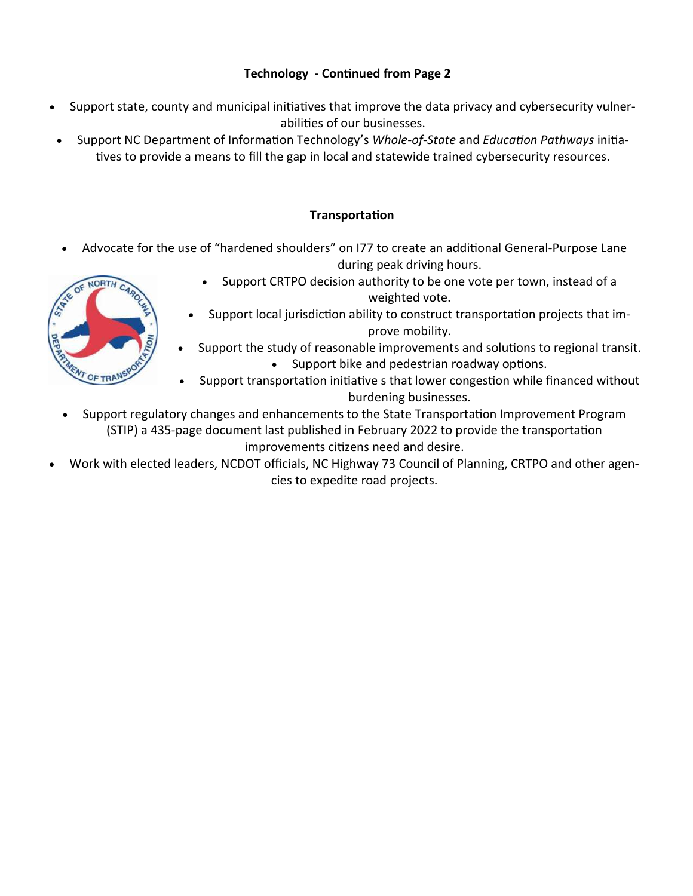**Technology - Continued from Page 2**

- Support state, county and municipal initiatives that improve the data privacy and cybersecurity vulnerabilities of our businesses.
- Support NC Department of Information Technology's *Whole-of-State* and *Education Pathways* initiatives to provide a means to fill the gap in local and statewide trained cybersecurity resources.

**Transportation**

- Advocate for the use of "hardened shoulders" on I77 to create an additional General-Purpose Lane during peak driving hours.
- Support CRTPO decision authority to be one vote per town, instead of a weighted vote.
- Support local jurisdiction ability to construct transportation projects that improve mobility.
- Support the study of reasonable improvements and solutions to regional transit.
- Support bike and pedestrian roadway options.
- Support transportation initiative s that lower congestion while financed without burdening businesses.
- Support regulatory changes and enhancements to the State Transportation Improvement Program (STIP) a 435-page document last published in February 2022 to provide the transportation improvements citizens need and desire.
- Work with elected leaders, NCDOT officials, NC Highway 73 Council of Planning, CRTPO and other agencies to expedite road projects.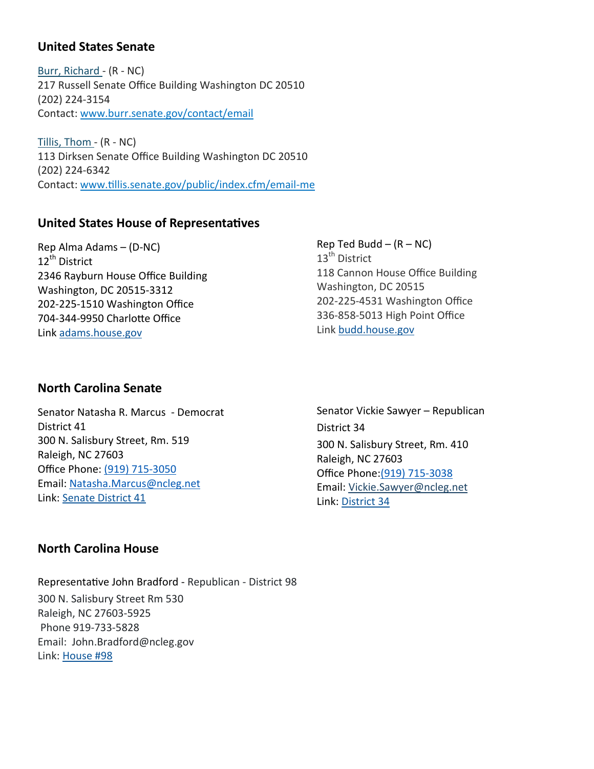## United States Senate

Burr, Richard - (R - NC)
217 Russell Senate Office Building Washington DC 20510
(202) 224-3154
Contact: www.burr.senate.gov/contact/email

Tillis, Thom - (R - NC)
113 Dirksen Senate Office Building Washington DC 20510
(202) 224-6342
Contact: www.tillis.senate.gov/public/index.cfm/email-me

## United States House of Representatives

Rep Alma Adams – (D-NC)
12th District
2346 Rayburn House Office Building
Washington, DC 20515-3312
202-225-1510 Washington Office
704-344-9950 Charlotte Office
Link adams.house.gov

Rep Ted Budd – (R – NC)
13th District
118 Cannon House Office Building
Washington, DC 20515
202-225-4531 Washington Office
336-858-5013 High Point Office
Link budd.house.gov

## North Carolina Senate

Senator Natasha R. Marcus - Democrat
District 41
300 N. Salisbury Street, Rm. 519
Raleigh, NC 27603
Office Phone: (919) 715-3050
Email: Natasha.Marcus@ncleg.net
Link: Senate District 41

Senator Vickie Sawyer – Republican
District 34
300 N. Salisbury Street, Rm. 410
Raleigh, NC 27603
Office Phone:(919) 715-3038
Email: Vickie.Sawyer@ncleg.net
Link: District 34

## North Carolina House

Representative John Bradford - Republican - District 98
300 N. Salisbury Street Rm 530
Raleigh, NC 27603-5925
Phone 919-733-5828
Email: John.Bradford@ncleg.gov
Link: House #98